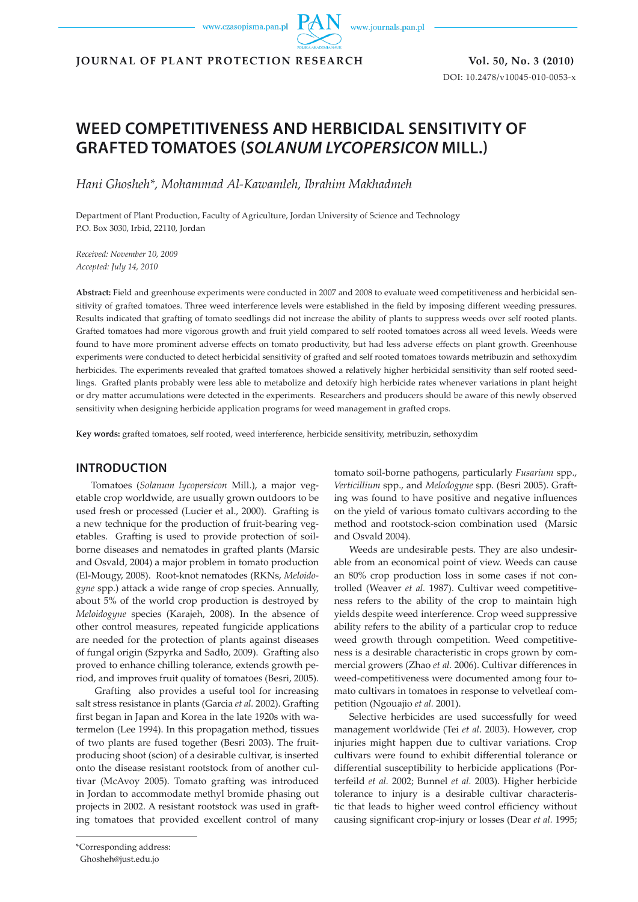# WEED COMPETITIVENESS AND HERBICIDAL SENSITIVITY OF GRAFTED TOMATOES (*SOLANUM LYCOPERSICON* MILL.)

*Hani Ghosheh\*, Mohammad Al-Kawamleh, Ibrahim Makhadmeh*

Department of Plant Production, Faculty of Agriculture, Jordan University of Science and Technology
P.O. Box 3030, Irbid, 22110, Jordan

*Received: November 10, 2009*
*Accepted: July 14, 2010*

**Abstract:** Field and greenhouse experiments were conducted in 2007 and 2008 to evaluate weed competitiveness and herbicidal sensitivity of grafted tomatoes. Three weed interference levels were established in the field by imposing different weeding pressures. Results indicated that grafting of tomato seedlings did not increase the ability of plants to suppress weeds over self rooted plants. Grafted tomatoes had more vigorous growth and fruit yield compared to self rooted tomatoes across all weed levels. Weeds were found to have more prominent adverse effects on tomato productivity, but had less adverse effects on plant growth. Greenhouse experiments were conducted to detect herbicidal sensitivity of grafted and self rooted tomatoes towards metribuzin and sethoxydim herbicides. The experiments revealed that grafted tomatoes showed a relatively higher herbicidal sensitivity than self rooted seedlings. Grafted plants probably were less able to metabolize and detoxify high herbicide rates whenever variations in plant height or dry matter accumulations were detected in the experiments. Researchers and producers should be aware of this newly observed sensitivity when designing herbicide application programs for weed management in grafted crops.

**Key words:** grafted tomatoes, self rooted, weed interference, herbicide sensitivity, metribuzin, sethoxydim

## INTRODUCTION

Tomatoes (*Solanum lycopersicon* Mill.), a major vegetable crop worldwide, are usually grown outdoors to be used fresh or processed (Lucier et al., 2000). Grafting is a new technique for the production of fruit-bearing vegetables. Grafting is used to provide protection of soil-borne diseases and nematodes in grafted plants (Marsic and Osvald, 2004) a major problem in tomato production (El-Mougy, 2008). Root-knot nematodes (RKNs, *Meloidogyne* spp.) attack a wide range of crop species. Annually, about 5% of the world crop production is destroyed by *Meloidogyne* species (Karajeh, 2008). In the absence of other control measures, repeated fungicide applications are needed for the protection of plants against diseases of fungal origin (Szpyrka and Sadło, 2009). Grafting also proved to enhance chilling tolerance, extends growth period, and improves fruit quality of tomatoes (Besri, 2005).

Grafting also provides a useful tool for increasing salt stress resistance in plants (Garcia *et al.* 2002). Grafting first began in Japan and Korea in the late 1920s with watermelon (Lee 1994). In this propagation method, tissues of two plants are fused together (Besri 2003). The fruit-producing shoot (scion) of a desirable cultivar, is inserted onto the disease resistant rootstock from of another cultivar (McAvoy 2005). Tomato grafting was introduced in Jordan to accommodate methyl bromide phasing out projects in 2002. A resistant rootstock was used in grafting tomatoes that provided excellent control of many tomato soil-borne pathogens, particularly *Fusarium* spp., *Verticillium* spp., and *Melodogyne* spp. (Besri 2005). Grafting was found to have positive and negative influences on the yield of various tomato cultivars according to the method and rootstock-scion combination used (Marsic and Osvald 2004).

Weeds are undesirable pests. They are also undesirable from an economical point of view. Weeds can cause an 80% crop production loss in some cases if not controlled (Weaver *et al.* 1987). Cultivar weed competitiveness refers to the ability of the crop to maintain high yields despite weed interference. Crop weed suppressive ability refers to the ability of a particular crop to reduce weed growth through competition. Weed competitiveness is a desirable characteristic in crops grown by commercial growers (Zhao *et al.* 2006). Cultivar differences in weed-competitiveness were documented among four tomato cultivars in tomatoes in response to velvetleaf competition (Ngouajio *et al.* 2001).

Selective herbicides are used successfully for weed management worldwide (Tei *et al*. 2003). However, crop injuries might happen due to cultivar variations. Crop cultivars were found to exhibit differential tolerance or differential susceptibility to herbicide applications (Porterfeild *et al.* 2002; Bunnel *et al.* 2003). Higher herbicide tolerance to injury is a desirable cultivar characteristic that leads to higher weed control efficiency without causing significant crop-injury or losses (Dear *et al.* 1995;

\*Corresponding address:
Ghosheh@just.edu.jo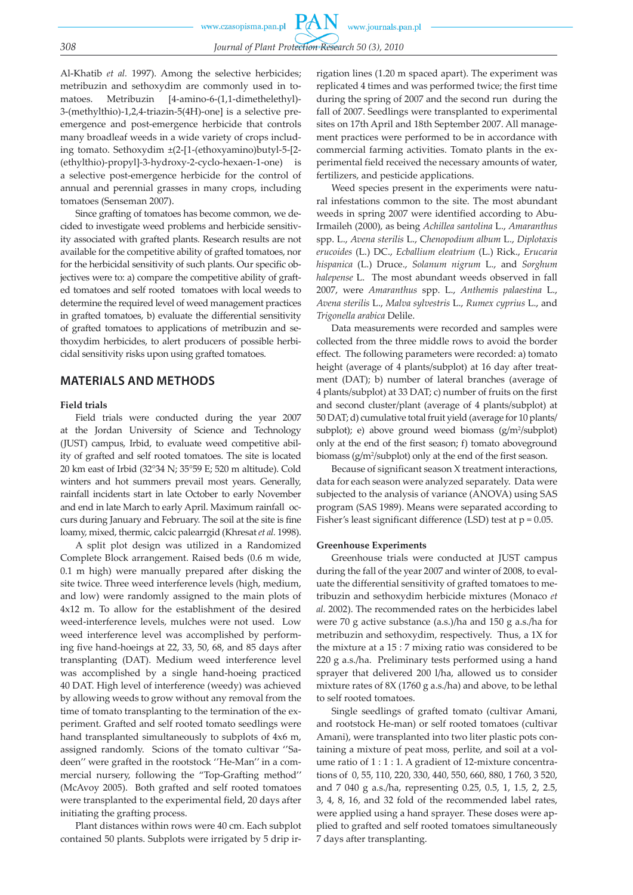Al-Khatib *et al*. 1997). Among the selective herbicides; metribuzin and sethoxydim are commonly used in tomatoes. Metribuzin [4-amino-6-(1,1-dimethelethyl)-3-(methylthio)-1,2,4-triazin-5(4H)-one] is a selective pre-emergence and post-emergence herbicide that controls many broadleaf weeds in a wide variety of crops including tomato. Sethoxydim ±(2-[1-(ethoxyamino)butyl-5-[2-(ethylthio)-propyl]-3-hydroxy-2-cyclo-hexaen-1-one) is a selective post-emergence herbicide for the control of annual and perennial grasses in many crops, including tomatoes (Senseman 2007).

Since grafting of tomatoes has become common, we decided to investigate weed problems and herbicide sensitivity associated with grafted plants. Research results are not available for the competitive ability of grafted tomatoes, nor for the herbicidal sensitivity of such plants. Our specific objectives were to: a) compare the competitive ability of grafted tomatoes and self rooted tomatoes with local weeds to determine the required level of weed management practices in grafted tomatoes, b) evaluate the differential sensitivity of grafted tomatoes to applications of metribuzin and sethoxydim herbicides, to alert producers of possible herbicidal sensitivity risks upon using grafted tomatoes.

## MATERIALS AND METHODS

### Field trials

Field trials were conducted during the year 2007 at the Jordan University of Science and Technology (JUST) campus, Irbid, to evaluate weed competitive ability of grafted and self rooted tomatoes. The site is located 20 km east of Irbid (32°34 N; 35°59 E; 520 m altitude). Cold winters and hot summers prevail most years. Generally, rainfall incidents start in late October to early November and end in late March to early April. Maximum rainfall occurs during January and February. The soil at the site is fine loamy, mixed, thermic, calcic palearrgid (Khresat *et al*. 1998).

A split plot design was utilized in a Randomized Complete Block arrangement. Raised beds (0.6 m wide, 0.1 m high) were manually prepared after disking the site twice. Three weed interference levels (high, medium, and low) were randomly assigned to the main plots of 4x12 m. To allow for the establishment of the desired weed-interference levels, mulches were not used. Low weed interference level was accomplished by performing five hand-hoeings at 22, 33, 50, 68, and 85 days after transplanting (DAT). Medium weed interference level was accomplished by a single hand-hoeing practiced 40 DAT. High level of interference (weedy) was achieved by allowing weeds to grow without any removal from the time of tomato transplanting to the termination of the experiment. Grafted and self rooted tomato seedlings were hand transplanted simultaneously to subplots of 4x6 m, assigned randomly. Scions of the tomato cultivar ''Sadeen'' were grafted in the rootstock ''He-Man'' in a commercial nursery, following the "Top-Grafting method'' (McAvoy 2005). Both grafted and self rooted tomatoes were transplanted to the experimental field, 20 days after initiating the grafting process.

Plant distances within rows were 40 cm. Each subplot contained 50 plants. Subplots were irrigated by 5 drip irrigation lines (1.20 m spaced apart). The experiment was replicated 4 times and was performed twice; the first time during the spring of 2007 and the second run during the fall of 2007. Seedlings were transplanted to experimental sites on 17th April and 18th September 2007. All management practices were performed to be in accordance with commercial farming activities. Tomato plants in the experimental field received the necessary amounts of water, fertilizers, and pesticide applications.

Weed species present in the experiments were natural infestations common to the site. The most abundant weeds in spring 2007 were identified according to Abu-Irmaileh (2000), as being *Achillea santolina* L., *Amaranthus* spp. L., *Avena sterilis* L., *Chenopodium album* L., *Diplotaxis erucoides* (L.) DC., *Ecballium eleatrium* (L.) Rick., *Erucaria hispanica* (L.) Druce., *Solanum nigrum* L., and *Sorghum halepense* L. The most abundant weeds observed in fall 2007, were *Amaranthus* spp. L., *Anthemis palaestina* L., *Avena sterilis* L., *Malva sylvestris* L., *Rumex cyprius* L., and *Trigonella arabica* Delile.

Data measurements were recorded and samples were collected from the three middle rows to avoid the border effect. The following parameters were recorded: a) tomato height (average of 4 plants/subplot) at 16 day after treatment (DAT); b) number of lateral branches (average of 4 plants/subplot) at 33 DAT; c) number of fruits on the first and second cluster/plant (average of 4 plants/subplot) at 50 DAT; d) cumulative total fruit yield (average for 10 plants/subplot); e) above ground weed biomass (g/m$^2$/subplot) only at the end of the first season; f) tomato aboveground biomass (g/m$^2$/subplot) only at the end of the first season.

Because of significant season X treatment interactions, data for each season were analyzed separately. Data were subjected to the analysis of variance (ANOVA) using SAS program (SAS 1989). Means were separated according to Fisher's least significant difference (LSD) test at $p = 0.05$.

### Greenhouse Experiments

Greenhouse trials were conducted at JUST campus during the fall of the year 2007 and winter of 2008, to evaluate the differential sensitivity of grafted tomatoes to metribuzin and sethoxydim herbicide mixtures (Monaco *et al*. 2002). The recommended rates on the herbicides label were 70 g active substance (a.s.)/ha and 150 g a.s./ha for metribuzin and sethoxydim, respectively. Thus, a 1X for the mixture at a 15 : 7 mixing ratio was considered to be 220 g a.s./ha. Preliminary tests performed using a hand sprayer that delivered 200 l/ha, allowed us to consider mixture rates of 8X (1760 g a.s./ha) and above, to be lethal to self rooted tomatoes.

Single seedlings of grafted tomato (cultivar Amani, and rootstock He-man) or self rooted tomatoes (cultivar Amani), were transplanted into two liter plastic pots containing a mixture of peat moss, perlite, and soil at a volume ratio of 1 : 1 : 1. A gradient of 12-mixture concentrations of 0, 55, 110, 220, 330, 440, 550, 660, 880, 1 760, 3 520, and 7 040 g a.s./ha, representing 0.25, 0.5, 1, 1.5, 2, 2.5, 3, 4, 8, 16, and 32 fold of the recommended label rates, were applied using a hand sprayer. These doses were applied to grafted and self rooted tomatoes simultaneously 7 days after transplanting.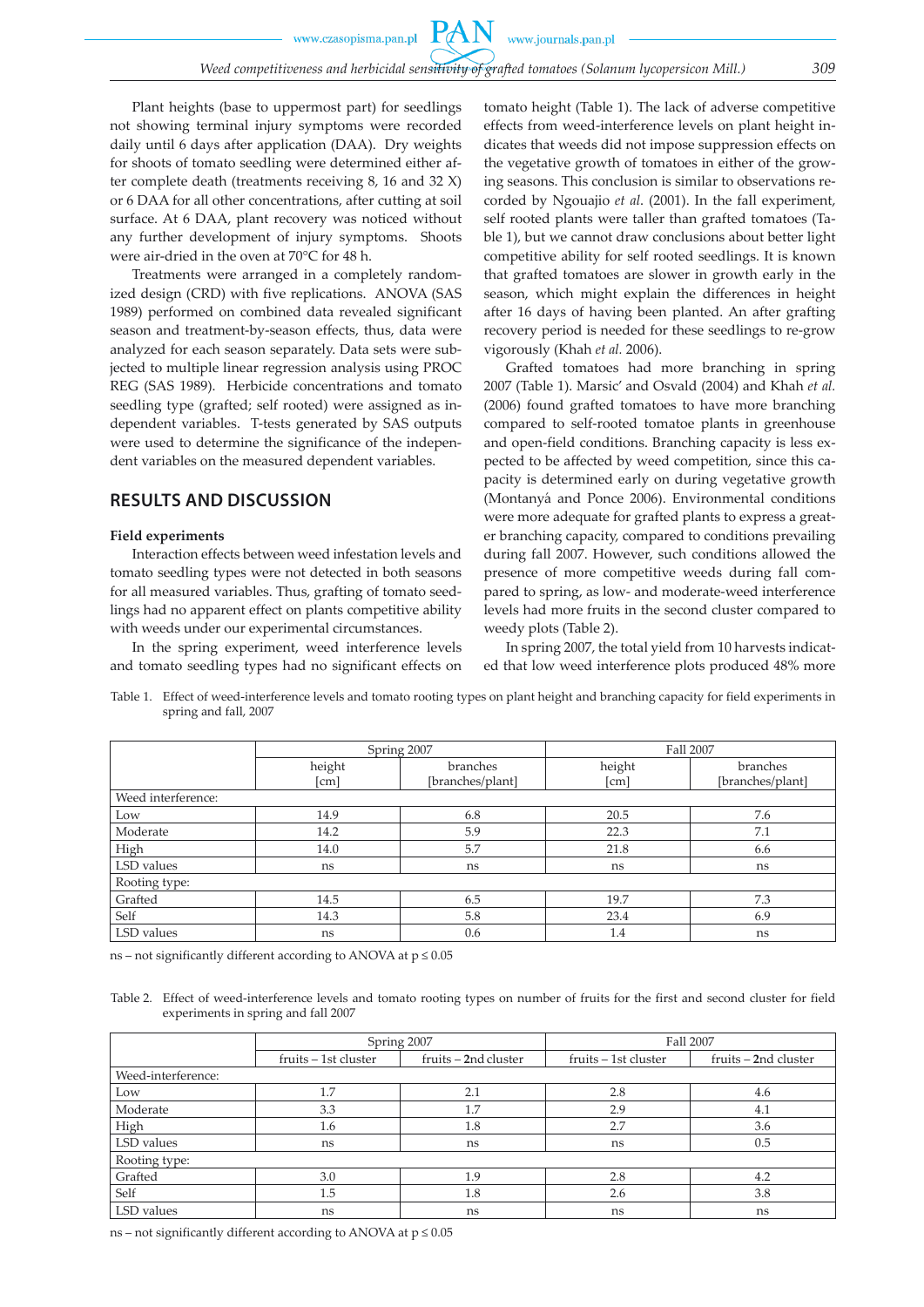Plant heights (base to uppermost part) for seedlings not showing terminal injury symptoms were recorded daily until 6 days after application (DAA). Dry weights for shoots of tomato seedling were determined either after complete death (treatments receiving 8, 16 and 32 X) or 6 DAA for all other concentrations, after cutting at soil surface. At 6 DAA, plant recovery was noticed without any further development of injury symptoms. Shoots were air-dried in the oven at 70°C for 48 h.

Treatments were arranged in a completely randomized design (CRD) with five replications. ANOVA (SAS 1989) performed on combined data revealed significant season and treatment-by-season effects, thus, data were analyzed for each season separately. Data sets were subjected to multiple linear regression analysis using PROC REG (SAS 1989). Herbicide concentrations and tomato seedling type (grafted; self rooted) were assigned as independent variables. T-tests generated by SAS outputs were used to determine the significance of the independent variables on the measured dependent variables.

## RESULTS AND DISCUSSION

**Field experiments**

Interaction effects between weed infestation levels and tomato seedling types were not detected in both seasons for all measured variables. Thus, grafting of tomato seedlings had no apparent effect on plants competitive ability with weeds under our experimental circumstances.

In the spring experiment, weed interference levels and tomato seedling types had no significant effects on tomato height (Table 1). The lack of adverse competitive effects from weed-interference levels on plant height indicates that weeds did not impose suppression effects on the vegetative growth of tomatoes in either of the growing seasons. This conclusion is similar to observations recorded by Ngouajio *et al*. (2001). In the fall experiment, self rooted plants were taller than grafted tomatoes (Table 1), but we cannot draw conclusions about better light competitive ability for self rooted seedlings. It is known that grafted tomatoes are slower in growth early in the season, which might explain the differences in height after 16 days of having been planted. An after grafting recovery period is needed for these seedlings to re-grow vigorously (Khah *et al.* 2006).

Grafted tomatoes had more branching in spring 2007 (Table 1). Marsic' and Osvald (2004) and Khah *et al.* (2006) found grafted tomatoes to have more branching compared to self-rooted tomatoe plants in greenhouse and open-field conditions. Branching capacity is less expected to be affected by weed competition, since this capacity is determined early on during vegetative growth (Montanyá and Ponce 2006). Environmental conditions were more adequate for grafted plants to express a greater branching capacity, compared to conditions prevailing during fall 2007. However, such conditions allowed the presence of more competitive weeds during fall compared to spring, as low- and moderate-weed interference levels had more fruits in the second cluster compared to weedy plots (Table 2).

In spring 2007, the total yield from 10 harvests indicated that low weed interference plots produced 48% more

Table 1. Effect of weed-interference levels and tomato rooting types on plant height and branching capacity for field experiments in spring and fall, 2007

| | Spring 2007 | | Fall 2007 | |
|---|---|---|---|---|
| | height [cm] | branches [branches/plant] | height [cm] | branches [branches/plant] |
| Weed interference: | | | | |
| Low | 14.9 | 6.8 | 20.5 | 7.6 |
| Moderate | 14.2 | 5.9 | 22.3 | 7.1 |
| High | 14.0 | 5.7 | 21.8 | 6.6 |
| LSD values | ns | ns | ns | ns |
| Rooting type: | | | | |
| Grafted | 14.5 | 6.5 | 19.7 | 7.3 |
| Self | 14.3 | 5.8 | 23.4 | 6.9 |
| LSD values | ns | 0.6 | 1.4 | ns |

ns – not significantly different according to ANOVA at $p \leq 0.05$

Table 2. Effect of weed-interference levels and tomato rooting types on number of fruits for the first and second cluster for field experiments in spring and fall 2007

| | Spring 2007 | | Fall 2007 | |
|---|---|---|---|---|
| | fruits – 1st cluster | fruits – 2nd cluster | fruits – 1st cluster | fruits – 2nd cluster |
| Weed-interference: | | | | |
| Low | 1.7 | 2.1 | 2.8 | 4.6 |
| Moderate | 3.3 | 1.7 | 2.9 | 4.1 |
| High | 1.6 | 1.8 | 2.7 | 3.6 |
| LSD values | ns | ns | ns | 0.5 |
| Rooting type: | | | | |
| Grafted | 3.0 | 1.9 | 2.8 | 4.2 |
| Self | 1.5 | 1.8 | 2.6 | 3.8 |
| LSD values | ns | ns | ns | ns |

ns – not significantly different according to ANOVA at $p \leq 0.05$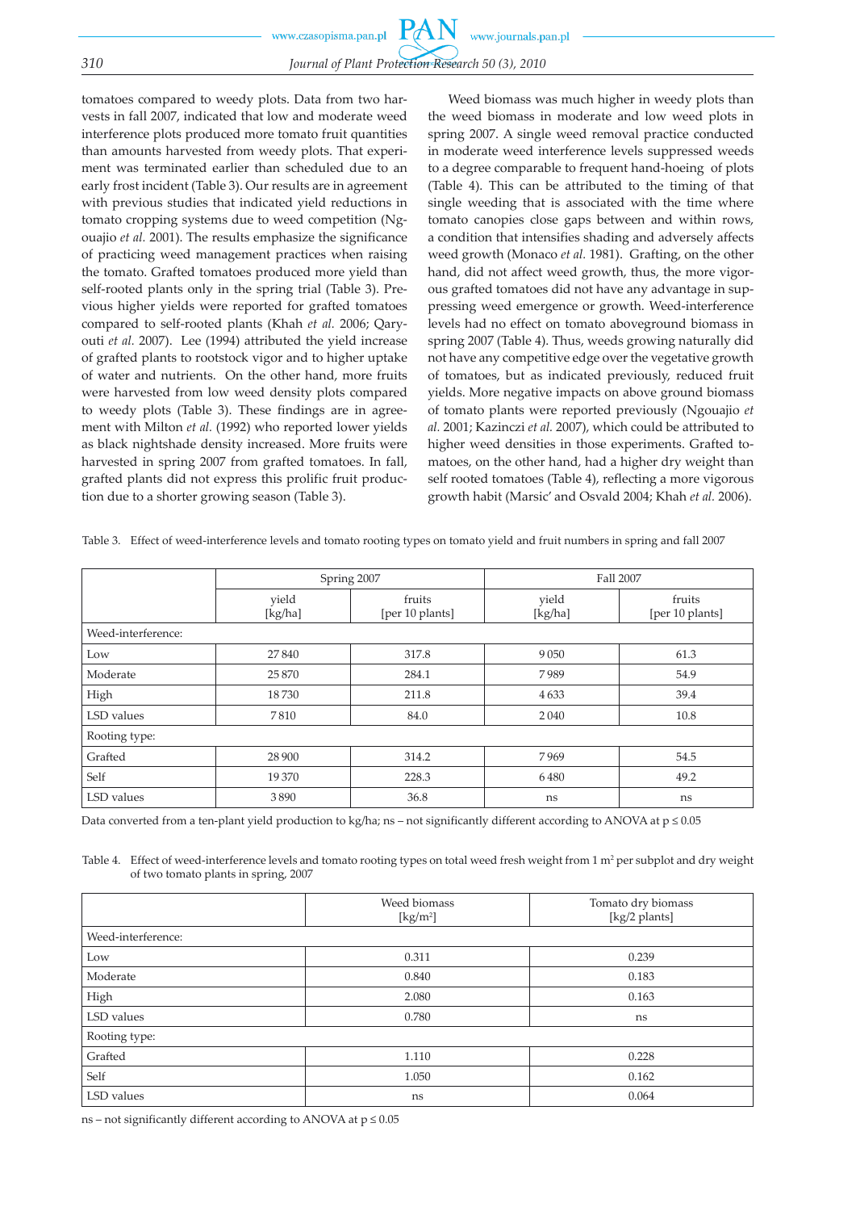tomatoes compared to weedy plots. Data from two harvests in fall 2007, indicated that low and moderate weed interference plots produced more tomato fruit quantities than amounts harvested from weedy plots. That experiment was terminated earlier than scheduled due to an early frost incident (Table 3). Our results are in agreement with previous studies that indicated yield reductions in tomato cropping systems due to weed competition (Ngouajio *et al.* 2001). The results emphasize the significance of practicing weed management practices when raising the tomato. Grafted tomatoes produced more yield than self-rooted plants only in the spring trial (Table 3). Previous higher yields were reported for grafted tomatoes compared to self-rooted plants (Khah *et al.* 2006; Qaryouti *et al.* 2007). Lee (1994) attributed the yield increase of grafted plants to rootstock vigor and to higher uptake of water and nutrients. On the other hand, more fruits were harvested from low weed density plots compared to weedy plots (Table 3). These findings are in agreement with Milton *et al.* (1992) who reported lower yields as black nightshade density increased. More fruits were harvested in spring 2007 from grafted tomatoes. In fall, grafted plants did not express this prolific fruit production due to a shorter growing season (Table 3).

Weed biomass was much higher in weedy plots than the weed biomass in moderate and low weed plots in spring 2007. A single weed removal practice conducted in moderate weed interference levels suppressed weeds to a degree comparable to frequent hand-hoeing of plots (Table 4). This can be attributed to the timing of that single weeding that is associated with the time where tomato canopies close gaps between and within rows, a condition that intensifies shading and adversely affects weed growth (Monaco *et al.* 1981). Grafting, on the other hand, did not affect weed growth, thus, the more vigorous grafted tomatoes did not have any advantage in suppressing weed emergence or growth. Weed-interference levels had no effect on tomato aboveground biomass in spring 2007 (Table 4). Thus, weeds growing naturally did not have any competitive edge over the vegetative growth of tomatoes, but as indicated previously, reduced fruit yields. More negative impacts on above ground biomass of tomato plants were reported previously (Ngouajio *et al.* 2001; Kazinczi *et al.* 2007), which could be attributed to higher weed densities in those experiments. Grafted tomatoes, on the other hand, had a higher dry weight than self rooted tomatoes (Table 4), reflecting a more vigorous growth habit (Marsic' and Osvald 2004; Khah *et al.* 2006).

Table 3. Effect of weed-interference levels and tomato rooting types on tomato yield and fruit numbers in spring and fall 2007

| | Spring 2007 | | Fall 2007 | |
|---|---|---|---|---|
| | yield [kg/ha] | fruits [per 10 plants] | yield [kg/ha] | fruits [per 10 plants] |
| Weed-interference: | | | | |
| Low | 27 840 | 317.8 | 9 050 | 61.3 |
| Moderate | 25 870 | 284.1 | 7 989 | 54.9 |
| High | 18 730 | 211.8 | 4 633 | 39.4 |
| LSD values | 7 810 | 84.0 | 2 040 | 10.8 |
| Rooting type: | | | | |
| Grafted | 28 900 | 314.2 | 7 969 | 54.5 |
| Self | 19 370 | 228.3 | 6 480 | 49.2 |
| LSD values | 3 890 | 36.8 | ns | ns |

Data converted from a ten-plant yield production to kg/ha; ns – not significantly different according to ANOVA at $p \leq 0.05$

Table 4. Effect of weed-interference levels and tomato rooting types on total weed fresh weight from 1 $m^2$ per subplot and dry weight of two tomato plants in spring, 2007

| | Weed biomass [kg/m$^2$] | Tomato dry biomass [kg/2 plants] |
|---|---|---|
| Weed-interference: | | |
| Low | 0.311 | 0.239 |
| Moderate | 0.840 | 0.183 |
| High | 2.080 | 0.163 |
| LSD values | 0.780 | ns |
| Rooting type: | | |
| Grafted | 1.110 | 0.228 |
| Self | 1.050 | 0.162 |
| LSD values | ns | 0.064 |

ns – not significantly different according to ANOVA at $p \leq 0.05$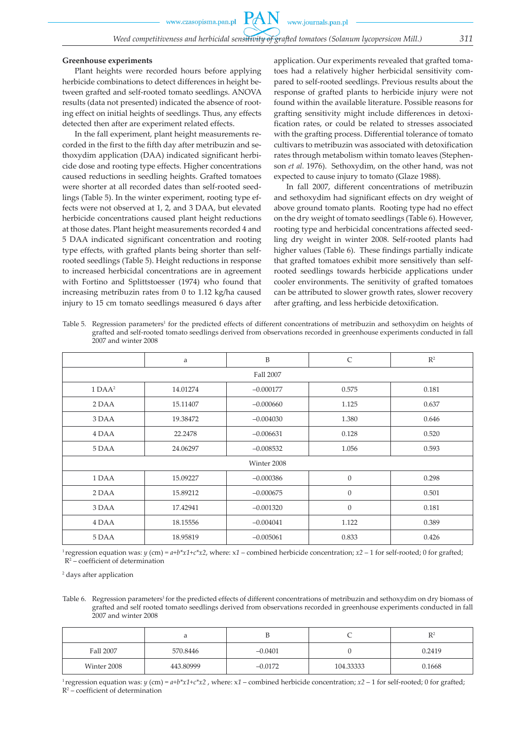### Greenhouse experiments

Plant heights were recorded hours before applying herbicide combinations to detect differences in height between grafted and self-rooted tomato seedlings. ANOVA results (data not presented) indicated the absence of rooting effect on initial heights of seedlings. Thus, any effects detected then after are experiment related effects.

In the fall experiment, plant height measurements recorded in the first to the fifth day after metribuzin and sethoxydim application (DAA) indicated significant herbicide dose and rooting type effects. Higher concentrations caused reductions in seedling heights. Grafted tomatoes were shorter at all recorded dates than self-rooted seedlings (Table 5). In the winter experiment, rooting type effects were not observed at 1, 2, and 3 DAA, but elevated herbicide concentrations caused plant height reductions at those dates. Plant height measurements recorded 4 and 5 DAA indicated significant concentration and rooting type effects, with grafted plants being shorter than self-rooted seedlings (Table 5). Height reductions in response to increased herbicidal concentrations are in agreement with Fortino and Splittstoesser (1974) who found that increasing metribuzin rates from 0 to 1.12 kg/ha caused injury to 15 cm tomato seedlings measured 6 days after application. Our experiments revealed that grafted tomatoes had a relatively higher herbicidal sensitivity compared to self-rooted seedlings. Previous results about the response of grafted plants to herbicide injury were not found within the available literature. Possible reasons for grafting sensitivity might include differences in detoxification rates, or could be related to stresses associated with the grafting process. Differential tolerance of tomato cultivars to metribuzin was associated with detoxification rates through metabolism within tomato leaves (Stephenson *et al.* 1976). Sethoxydim, on the other hand, was not expected to cause injury to tomato (Glaze 1988).

In fall 2007, different concentrations of metribuzin and sethoxydim had significant effects on dry weight of above ground tomato plants. Rooting type had no effect on the dry weight of tomato seedlings (Table 6). However, rooting type and herbicidal concentrations affected seedling dry weight in winter 2008. Self-rooted plants had higher values (Table 6). These findings partially indicate that grafted tomatoes exhibit more sensitively than self-rooted seedlings towards herbicide applications under cooler environments. The senitivity of grafted tomatoes can be attributed to slower growth rates, slower recovery after grafting, and less herbicide detoxification.

Table 5. Regression parameters[1] for the predicted effects of different concentrations of metribuzin and sethoxydim on heights of grafted and self-rooted tomato seedlings derived from observations recorded in greenhouse experiments conducted in fall 2007 and winter 2008

| | a | B | C | $R^2$ |
|---|---|---|---|---|
| | | Fall 2007 | | |
| 1 DAA[2] | 14.01274 | −0.000177 | 0.575 | 0.181 |
| 2 DAA | 15.11407 | −0.000660 | 1.125 | 0.637 |
| 3 DAA | 19.38472 | −0.004030 | 1.380 | 0.646 |
| 4 DAA | 22.2478 | −0.006631 | 0.128 | 0.520 |
| 5 DAA | 24.06297 | −0.008532 | 1.056 | 0.593 |
| | | Winter 2008 | | |
| 1 DAA | 15.09227 | −0.000386 | 0 | 0.298 |
| 2 DAA | 15.89212 | −0.000675 | 0 | 0.501 |
| 3 DAA | 17.42941 | −0.001320 | 0 | 0.181 |
| 4 DAA | 18.15556 | −0.004041 | 1.122 | 0.389 |
| 5 DAA | 18.95819 | −0.005061 | 0.833 | 0.426 |

[1] regression equation was: $y$ (cm) = $a+b*x1+c*x2$, where: $x1$ – combined herbicide concentration; $x2$ – 1 for self-rooted; 0 for grafted; $R^2$ – coefficient of determination

[2] days after application

Table 6. Regression parameters[1] for the predicted effects of different concentrations of metribuzin and sethoxydim on dry biomass of grafted and self rooted tomato seedlings derived from observations recorded in greenhouse experiments conducted in fall 2007 and winter 2008

| | a | B | C | $R^2$ |
|---|---|---|---|---|
| Fall 2007 | 570.8446 | −0.0401 | 0 | 0.2419 |
| Winter 2008 | 443.80999 | −0.0172 | 104.33333 | 0.1668 |

[1] regression equation was: $y$ (cm) = $a+b*x1+c*x2$ , where: $x1$ – combined herbicide concentration; $x2$ – 1 for self-rooted; 0 for grafted; $R^2$ – coefficient of determination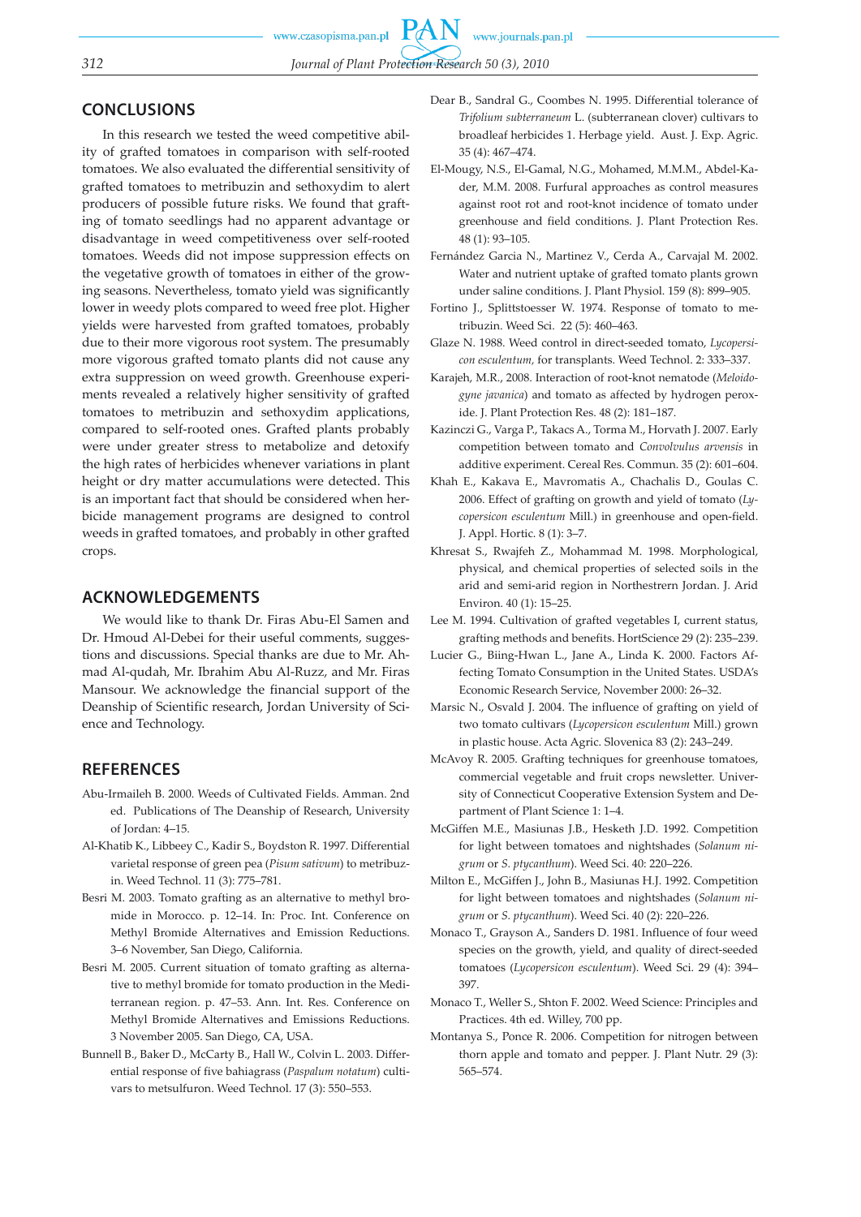## CONCLUSIONS

In this research we tested the weed competitive ability of grafted tomatoes in comparison with self-rooted tomatoes. We also evaluated the differential sensitivity of grafted tomatoes to metribuzin and sethoxydim to alert producers of possible future risks. We found that grafting of tomato seedlings had no apparent advantage or disadvantage in weed competitiveness over self-rooted tomatoes. Weeds did not impose suppression effects on the vegetative growth of tomatoes in either of the growing seasons. Nevertheless, tomato yield was significantly lower in weedy plots compared to weed free plot. Higher yields were harvested from grafted tomatoes, probably due to their more vigorous root system. The presumably more vigorous grafted tomato plants did not cause any extra suppression on weed growth. Greenhouse experiments revealed a relatively higher sensitivity of grafted tomatoes to metribuzin and sethoxydim applications, compared to self-rooted ones. Grafted plants probably were under greater stress to metabolize and detoxify the high rates of herbicides whenever variations in plant height or dry matter accumulations were detected. This is an important fact that should be considered when herbicide management programs are designed to control weeds in grafted tomatoes, and probably in other grafted crops.

## ACKNOWLEDGEMENTS

We would like to thank Dr. Firas Abu-El Samen and Dr. Hmoud Al-Debei for their useful comments, suggestions and discussions. Special thanks are due to Mr. Ahmad Al-qudah, Mr. Ibrahim Abu Al-Ruzz, and Mr. Firas Mansour. We acknowledge the financial support of the Deanship of Scientific research, Jordan University of Science and Technology.

## REFERENCES

Abu-Irmaileh B. 2000. Weeds of Cultivated Fields. Amman. 2nd ed. Publications of The Deanship of Research, University of Jordan: 4–15.

Al-Khatib K., Libbeey C., Kadir S., Boydston R. 1997. Differential varietal response of green pea (*Pisum sativum*) to metribuzin. Weed Technol. 11 (3): 775–781.

Besri M. 2003. Tomato grafting as an alternative to methyl bromide in Morocco. p. 12–14. In: Proc. Int. Conference on Methyl Bromide Alternatives and Emission Reductions. 3–6 November, San Diego, California.

Besri M. 2005. Current situation of tomato grafting as alternative to methyl bromide for tomato production in the Mediterranean region. p. 47–53. Ann. Int. Res. Conference on Methyl Bromide Alternatives and Emissions Reductions. 3 November 2005. San Diego, CA, USA.

Bunnell B., Baker D., McCarty B., Hall W., Colvin L. 2003. Differential response of five bahiagrass (*Paspalum notatum*) cultivars to metsulfuron. Weed Technol. 17 (3): 550–553.

Dear B., Sandral G., Coombes N. 1995. Differential tolerance of *Trifolium subterraneum* L. (subterranean clover) cultivars to broadleaf herbicides 1. Herbage yield. Aust. J. Exp. Agric. 35 (4): 467–474.

El-Mougy, N.S., El-Gamal, N.G., Mohamed, M.M.M., Abdel-Kader, M.M. 2008. Furfural approaches as control measures against root rot and root-knot incidence of tomato under greenhouse and field conditions. J. Plant Protection Res. 48 (1): 93–105.

Fernández Garcia N., Martinez V., Cerda A., Carvajal M. 2002. Water and nutrient uptake of grafted tomato plants grown under saline conditions. J. Plant Physiol. 159 (8): 899–905.

Fortino J., Splittstoesser W. 1974. Response of tomato to metribuzin. Weed Sci. 22 (5): 460–463.

Glaze N. 1988. Weed control in direct-seeded tomato, *Lycopersicon esculentum,* for transplants. Weed Technol. 2: 333–337.

Karajeh, M.R., 2008. Interaction of root-knot nematode (*Meloidogyne javanica*) and tomato as affected by hydrogen peroxide. J. Plant Protection Res. 48 (2): 181–187.

Kazinczi G., Varga P., Takacs A., Torma M., Horvath J. 2007. Early competition between tomato and *Convolvulus arvensis* in additive experiment. Cereal Res. Commun. 35 (2): 601–604.

Khah E., Kakava E., Mavromatis A., Chachalis D., Goulas C. 2006. Effect of grafting on growth and yield of tomato (*Lycopersicon esculentum* Mill.) in greenhouse and open-field. J. Appl. Hortic. 8 (1): 3–7.

Khresat S., Rwajfeh Z., Mohammad M. 1998. Morphological, physical, and chemical properties of selected soils in the arid and semi-arid region in Northestrern Jordan. J. Arid Environ. 40 (1): 15–25.

Lee M. 1994. Cultivation of grafted vegetables I, current status, grafting methods and benefits. HortScience 29 (2): 235–239.

Lucier G., Biing-Hwan L., Jane A., Linda K. 2000. Factors Affecting Tomato Consumption in the United States. USDA's Economic Research Service, November 2000: 26–32.

Marsic N., Osvald J. 2004. The influence of grafting on yield of two tomato cultivars (*Lycopersicon esculentum* Mill.) grown in plastic house. Acta Agric. Slovenica 83 (2): 243–249.

McAvoy R. 2005. Grafting techniques for greenhouse tomatoes, commercial vegetable and fruit crops newsletter. University of Connecticut Cooperative Extension System and Department of Plant Science 1: 1–4.

McGiffen M.E., Masiunas J.B., Hesketh J.D. 1992. Competition for light between tomatoes and nightshades (*Solanum nigrum* or *S. ptycanthum*). Weed Sci. 40: 220–226.

Milton E., McGiffen J., John B., Masiunas H.J. 1992. Competition for light between tomatoes and nightshades (*Solanum nigrum* or *S. ptycanthum*). Weed Sci. 40 (2): 220–226.

Monaco T., Grayson A., Sanders D. 1981. Influence of four weed species on the growth, yield, and quality of direct-seeded tomatoes (*Lycopersicon esculentum*). Weed Sci. 29 (4): 394–397.

Monaco T., Weller S., Shton F. 2002. Weed Science: Principles and Practices. 4th ed. Willey, 700 pp.

Montanya S., Ponce R. 2006. Competition for nitrogen between thorn apple and tomato and pepper. J. Plant Nutr. 29 (3): 565–574.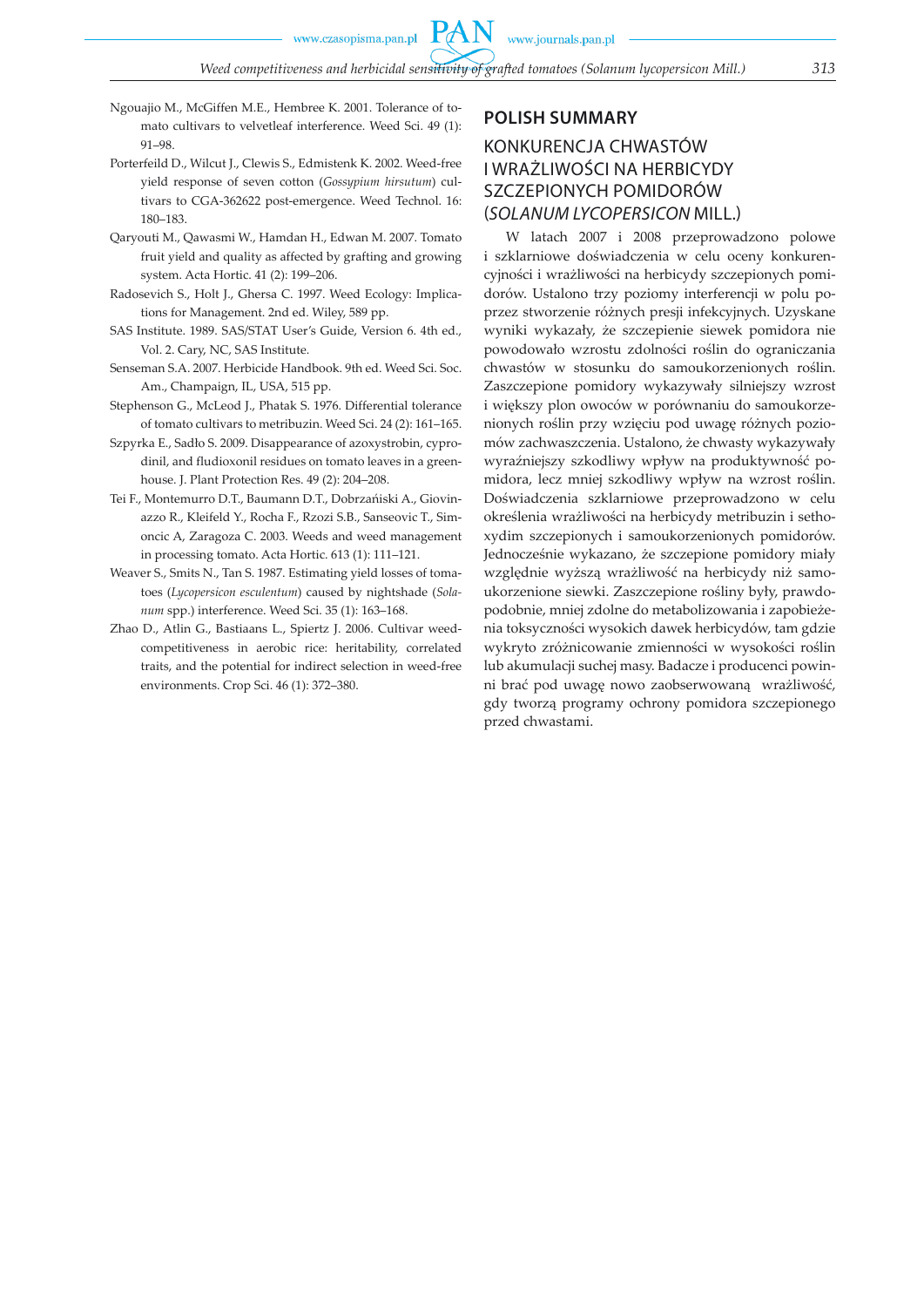Ngouajio M., McGiffen M.E., Hembree K. 2001. Tolerance of tomato cultivars to velvetleaf interference. Weed Sci. 49 (1): 91–98.

Porterfeild D., Wilcut J., Clewis S., Edmistenk K. 2002. Weed-free yield response of seven cotton (*Gossypium hirsutum*) cultivars to CGA-362622 post-emergence. Weed Technol. 16: 180–183.

Qaryouti M., Qawasmi W., Hamdan H., Edwan M. 2007. Tomato fruit yield and quality as affected by grafting and growing system. Acta Hortic. 41 (2): 199–206.

Radosevich S., Holt J., Ghersa C. 1997. Weed Ecology: Implications for Management. 2nd ed. Wiley, 589 pp.

SAS Institute. 1989. SAS/STAT User's Guide, Version 6. 4th ed., Vol. 2. Cary, NC, SAS Institute.

Senseman S.A. 2007. Herbicide Handbook. 9th ed. Weed Sci. Soc. Am., Champaign, IL, USA, 515 pp.

Stephenson G., McLeod J., Phatak S. 1976. Differential tolerance of tomato cultivars to metribuzin. Weed Sci. 24 (2): 161–165.

Szpyrka E., Sadło S. 2009. Disappearance of azoxystrobin, cyprodinil, and fludioxonil residues on tomato leaves in a greenhouse. J. Plant Protection Res. 49 (2): 204–208.

Tei F., Montemurro D.T., Baumann D.T., Dobrzańiski A., Giovinazzo R., Kleifeld Y., Rocha F., Rzozi S.B., Sanseovic T., Simoncic A, Zaragoza C. 2003. Weeds and weed management in processing tomato. Acta Hortic. 613 (1): 111–121.

Weaver S., Smits N., Tan S. 1987. Estimating yield losses of tomatoes (*Lycopersicon esculentum*) caused by nightshade (*Solanum* spp.) interference. Weed Sci. 35 (1): 163–168.

Zhao D., Atlin G., Bastiaans L., Spiertz J. 2006. Cultivar weed-competitiveness in aerobic rice: heritability, correlated traits, and the potential for indirect selection in weed-free environments. Crop Sci. 46 (1): 372–380.

## POLISH SUMMARY

## KONKURENCJA CHWASTÓW I WRAŻLIWOŚCI NA HERBICYDY SZCZEPIONYCH POMIDORÓW (*SOLANUM LYCOPERSICON* MILL.)

W latach 2007 i 2008 przeprowadzono polowe i szklarniowe doświadczenia w celu oceny konkurencyjności i wrażliwości na herbicydy szczepionych pomidorów. Ustalono trzy poziomy interferencji w polu poprzez stworzenie różnych presji infekcyjnych. Uzyskane wyniki wykazały, że szczepienie siewek pomidora nie powodowało wzrostu zdolności roślin do ograniczania chwastów w stosunku do samoukorzenionych roślin. Zaszczepione pomidory wykazywały silniejszy wzrost i większy plon owoców w porównaniu do samoukorzenionych roślin przy wzięciu pod uwagę różnych poziomów zachwaszczenia. Ustalono, że chwasty wykazywały wyraźniejszy szkodliwy wpływ na produktywność pomidora, lecz mniej szkodliwy wpływ na wzrost roślin. Doświadczenia szklarniowe przeprowadzono w celu określenia wrażliwości na herbicydy metribuzin i sethoxydim szczepionych i samoukorzenionych pomidorów. Jednocześnie wykazano, że szczepione pomidory miały względnie wyższą wrażliwość na herbicydy niż samoukorzenione siewki. Zaszczepione rośliny były, prawdopodobnie, mniej zdolne do metabolizowania i zapobieżenia toksyczności wysokich dawek herbicydów, tam gdzie wykryto zróżnicowanie zmienności w wysokości roślin lub akumulacji suchej masy. Badacze i producenci powinni brać pod uwagę nowo zaobserwowaną wrażliwość, gdy tworzą programy ochrony pomidora szczepionego przed chwastami.